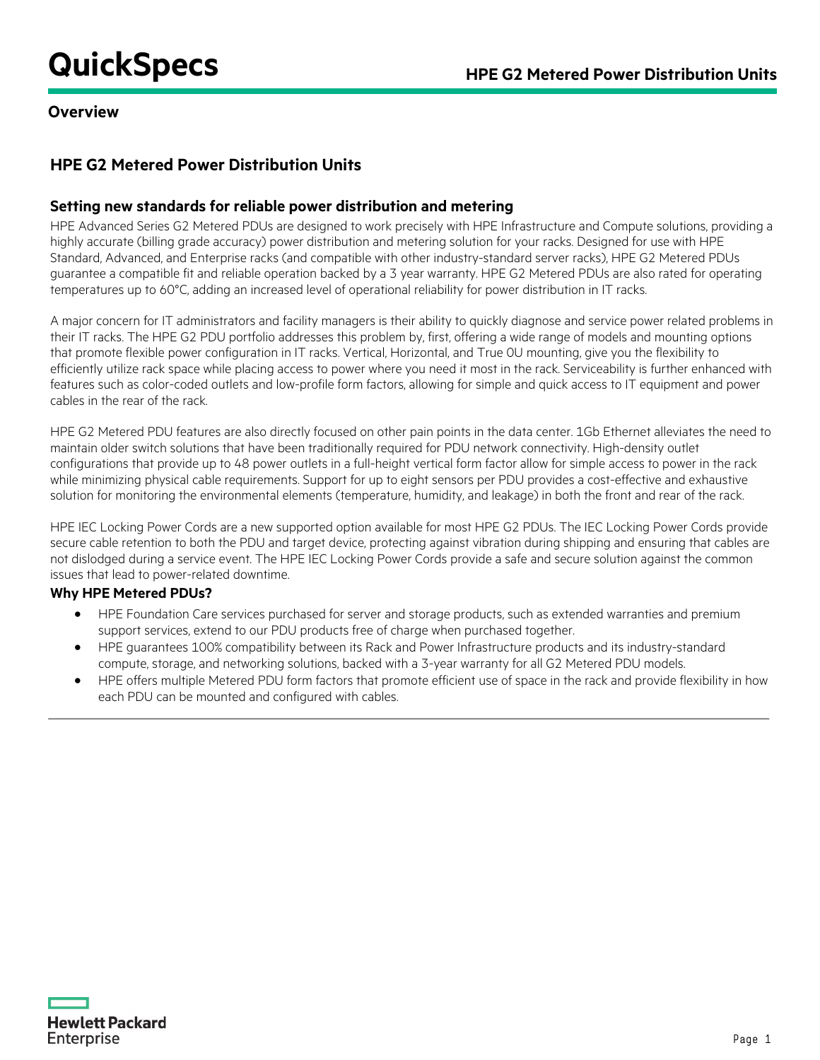# QuickSpecs

## Overview

## HPE G2 Metered Power Distribution Units

### Setting new standards for reliable power distribution and metering

HPE Advanced Series G2 Metered PDUs are designed to work precisely with HPE Infrastructure and Compute solutions, providing a highly accurate (billing grade accuracy) power distribution and metering solution for your racks. Designed for use with HPE Standard, Advanced, and Enterprise racks (and compatible with other industry-standard server racks), HPE G2 Metered PDUs guarantee a compatible fit and reliable operation backed by a 3 year warranty. HPE G2 Metered PDUs are also rated for operating temperatures up to 60°C, adding an increased level of operational reliability for power distribution in IT racks.

A major concern for IT administrators and facility managers is their ability to quickly diagnose and service power related problems in their IT racks. The HPE G2 PDU portfolio addresses this problem by, first, offering a wide range of models and mounting options that promote flexible power configuration in IT racks. Vertical, Horizontal, and True 0U mounting, give you the flexibility to efficiently utilize rack space while placing access to power where you need it most in the rack. Serviceability is further enhanced with features such as color-coded outlets and low-profile form factors, allowing for simple and quick access to IT equipment and power cables in the rear of the rack.

HPE G2 Metered PDU features are also directly focused on other pain points in the data center. 1Gb Ethernet alleviates the need to maintain older switch solutions that have been traditionally required for PDU network connectivity. High-density outlet configurations that provide up to 48 power outlets in a full-height vertical form factor allow for simple access to power in the rack while minimizing physical cable requirements. Support for up to eight sensors per PDU provides a cost-effective and exhaustive solution for monitoring the environmental elements (temperature, humidity, and leakage) in both the front and rear of the rack.

HPE IEC Locking Power Cords are a new supported option available for most HPE G2 PDUs. The IEC Locking Power Cords provide secure cable retention to both the PDU and target device, protecting against vibration during shipping and ensuring that cables are not dislodged during a service event. The HPE IEC Locking Power Cords provide a safe and secure solution against the common issues that lead to power-related downtime.

### Why HPE Metered PDUs?

- HPE Foundation Care services purchased for server and storage products, such as extended warranties and premium support services, extend to our PDU products free of charge when purchased together.
- HPE guarantees 100% compatibility between its Rack and Power Infrastructure products and its industry-standard compute, storage, and networking solutions, backed with a 3-year warranty for all G2 Metered PDU models.
- HPE offers multiple Metered PDU form factors that promote efficient use of space in the rack and provide flexibility in how each PDU can be mounted and configured with cables.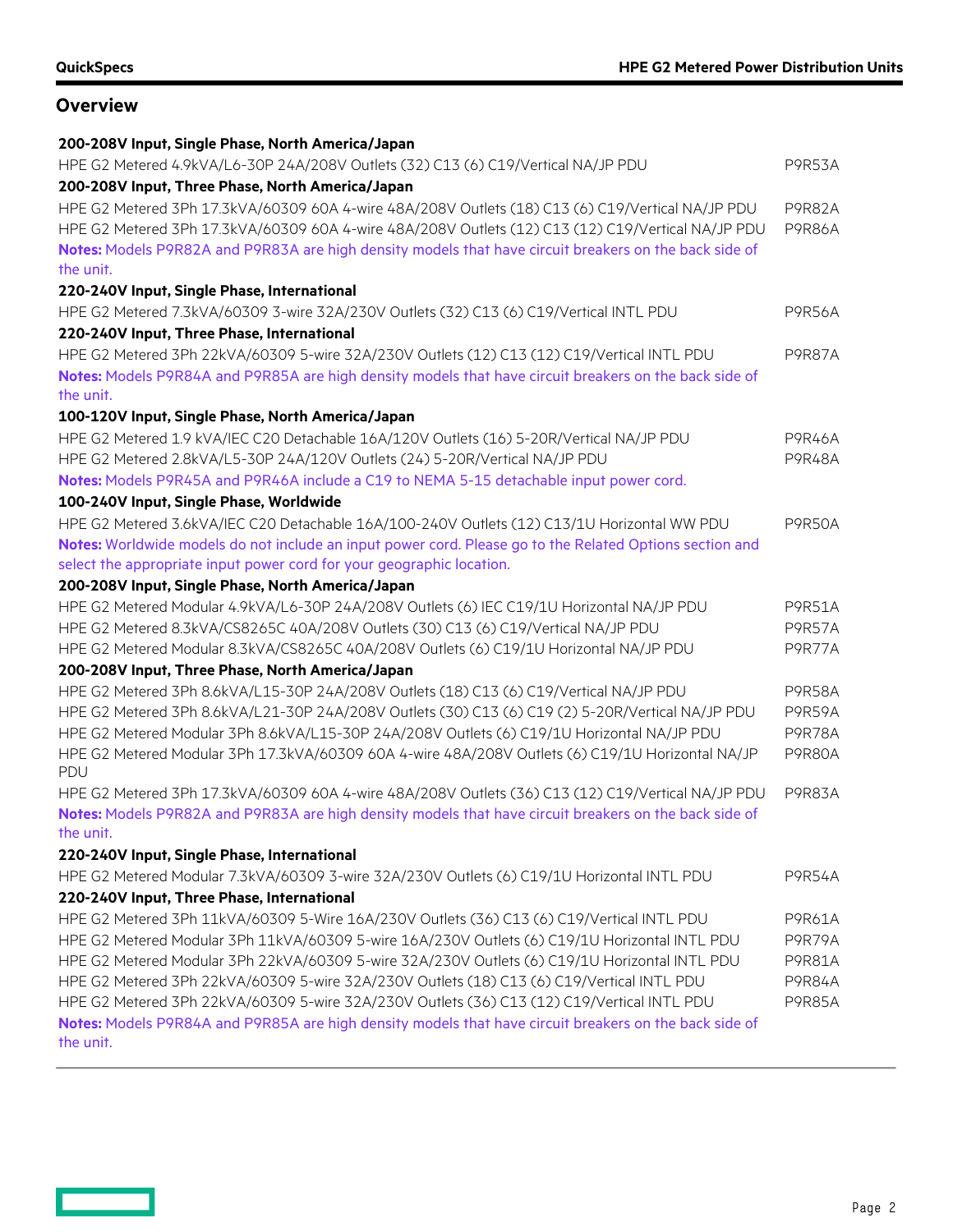## Overview

| | |
|---|---|
| **200-208V Input, Single Phase, North America/Japan** | |
| HPE G2 Metered 4.9kVA/L6-30P 24A/208V Outlets (32) C13 (6) C19/Vertical NA/JP PDU | P9R53A |
| **200-208V Input, Three Phase, North America/Japan** | |
| HPE G2 Metered 3Ph 17.3kVA/60309 60A 4-wire 48A/208V Outlets (18) C13 (6) C19/Vertical NA/JP PDU | P9R82A |
| HPE G2 Metered 3Ph 17.3kVA/60309 60A 4-wire 48A/208V Outlets (12) C13 (12) C19/Vertical NA/JP PDU | P9R86A |
| **Notes:** Models P9R82A and P9R83A are high density models that have circuit breakers on the back side of the unit. | |
| **220-240V Input, Single Phase, International** | |
| HPE G2 Metered 7.3kVA/60309 3-wire 32A/230V Outlets (32) C13 (6) C19/Vertical INTL PDU | P9R56A |
| **220-240V Input, Three Phase, International** | |
| HPE G2 Metered 3Ph 22kVA/60309 5-wire 32A/230V Outlets (12) C13 (12) C19/Vertical INTL PDU | P9R87A |
| **Notes:** Models P9R84A and P9R85A are high density models that have circuit breakers on the back side of the unit. | |
| **100-120V Input, Single Phase, North America/Japan** | |
| HPE G2 Metered 1.9 kVA/IEC C20 Detachable 16A/120V Outlets (16) 5-20R/Vertical NA/JP PDU | P9R46A |
| HPE G2 Metered 2.8kVA/L5-30P 24A/120V Outlets (24) 5-20R/Vertical NA/JP PDU | P9R48A |
| **Notes:** Models P9R45A and P9R46A include a C19 to NEMA 5-15 detachable input power cord. | |
| **100-240V Input, Single Phase, Worldwide** | |
| HPE G2 Metered 3.6kVA/IEC C20 Detachable 16A/100-240V Outlets (12) C13/1U Horizontal WW PDU | P9R50A |
| **Notes:** Worldwide models do not include an input power cord. Please go to the Related Options section and select the appropriate input power cord for your geographic location. | |
| **200-208V Input, Single Phase, North America/Japan** | |
| HPE G2 Metered Modular 4.9kVA/L6-30P 24A/208V Outlets (6) IEC C19/1U Horizontal NA/JP PDU | P9R51A |
| HPE G2 Metered 8.3kVA/CS8265C 40A/208V Outlets (30) C13 (6) C19/Vertical NA/JP PDU | P9R57A |
| HPE G2 Metered Modular 8.3kVA/CS8265C 40A/208V Outlets (6) C19/1U Horizontal NA/JP PDU | P9R77A |
| **200-208V Input, Three Phase, North America/Japan** | |
| HPE G2 Metered 3Ph 8.6kVA/L15-30P 24A/208V Outlets (18) C13 (6) C19/Vertical NA/JP PDU | P9R58A |
| HPE G2 Metered 3Ph 8.6kVA/L21-30P 24A/208V Outlets (30) C13 (6) C19 (2) 5-20R/Vertical NA/JP PDU | P9R59A |
| HPE G2 Metered Modular 3Ph 8.6kVA/L15-30P 24A/208V Outlets (6) C19/1U Horizontal NA/JP PDU | P9R78A |
| HPE G2 Metered Modular 3Ph 17.3kVA/60309 60A 4-wire 48A/208V Outlets (6) C19/1U Horizontal NA/JP PDU | P9R80A |
| HPE G2 Metered 3Ph 17.3kVA/60309 60A 4-wire 48A/208V Outlets (36) C13 (12) C19/Vertical NA/JP PDU | P9R83A |
| **Notes:** Models P9R82A and P9R83A are high density models that have circuit breakers on the back side of the unit. | |
| **220-240V Input, Single Phase, International** | |
| HPE G2 Metered Modular 7.3kVA/60309 3-wire 32A/230V Outlets (6) C19/1U Horizontal INTL PDU | P9R54A |
| **220-240V Input, Three Phase, International** | |
| HPE G2 Metered 3Ph 11kVA/60309 5-Wire 16A/230V Outlets (36) C13 (6) C19/Vertical INTL PDU | P9R61A |
| HPE G2 Metered Modular 3Ph 11kVA/60309 5-wire 16A/230V Outlets (6) C19/1U Horizontal INTL PDU | P9R79A |
| HPE G2 Metered Modular 3Ph 22kVA/60309 5-wire 32A/230V Outlets (6) C19/1U Horizontal INTL PDU | P9R81A |
| HPE G2 Metered 3Ph 22kVA/60309 5-wire 32A/230V Outlets (18) C13 (6) C19/Vertical INTL PDU | P9R84A |
| HPE G2 Metered 3Ph 22kVA/60309 5-wire 32A/230V Outlets (36) C13 (12) C19/Vertical INTL PDU | P9R85A |
| **Notes:** Models P9R84A and P9R85A are high density models that have circuit breakers on the back side of the unit. | |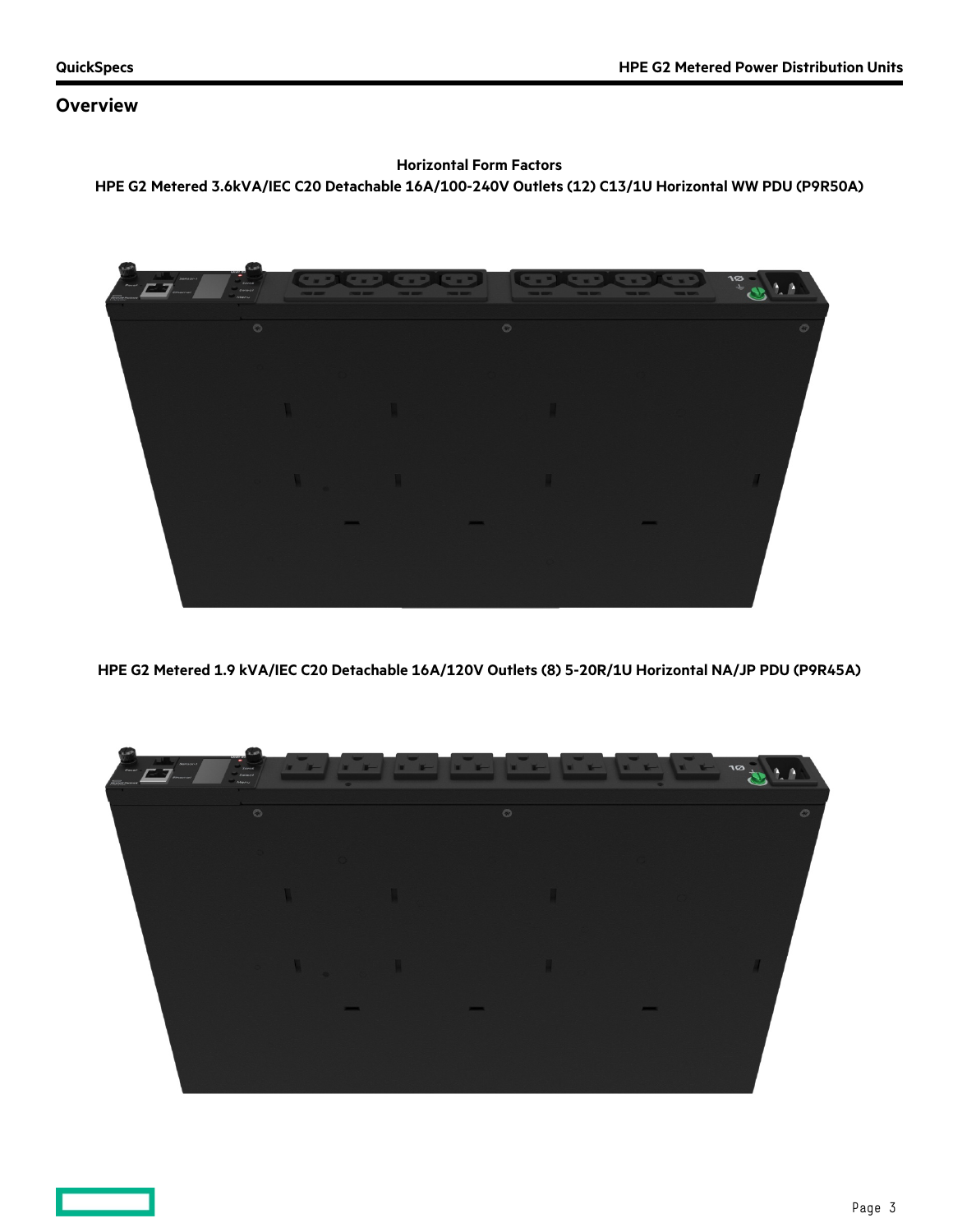## Overview

**Horizontal Form Factors**

**HPE G2 Metered 3.6kVA/IEC C20 Detachable 16A/100-240V Outlets (12) C13/1U Horizontal WW PDU (P9R50A)**

**HPE G2 Metered 1.9 kVA/IEC C20 Detachable 16A/120V Outlets (8) 5-20R/1U Horizontal NA/JP PDU (P9R45A)**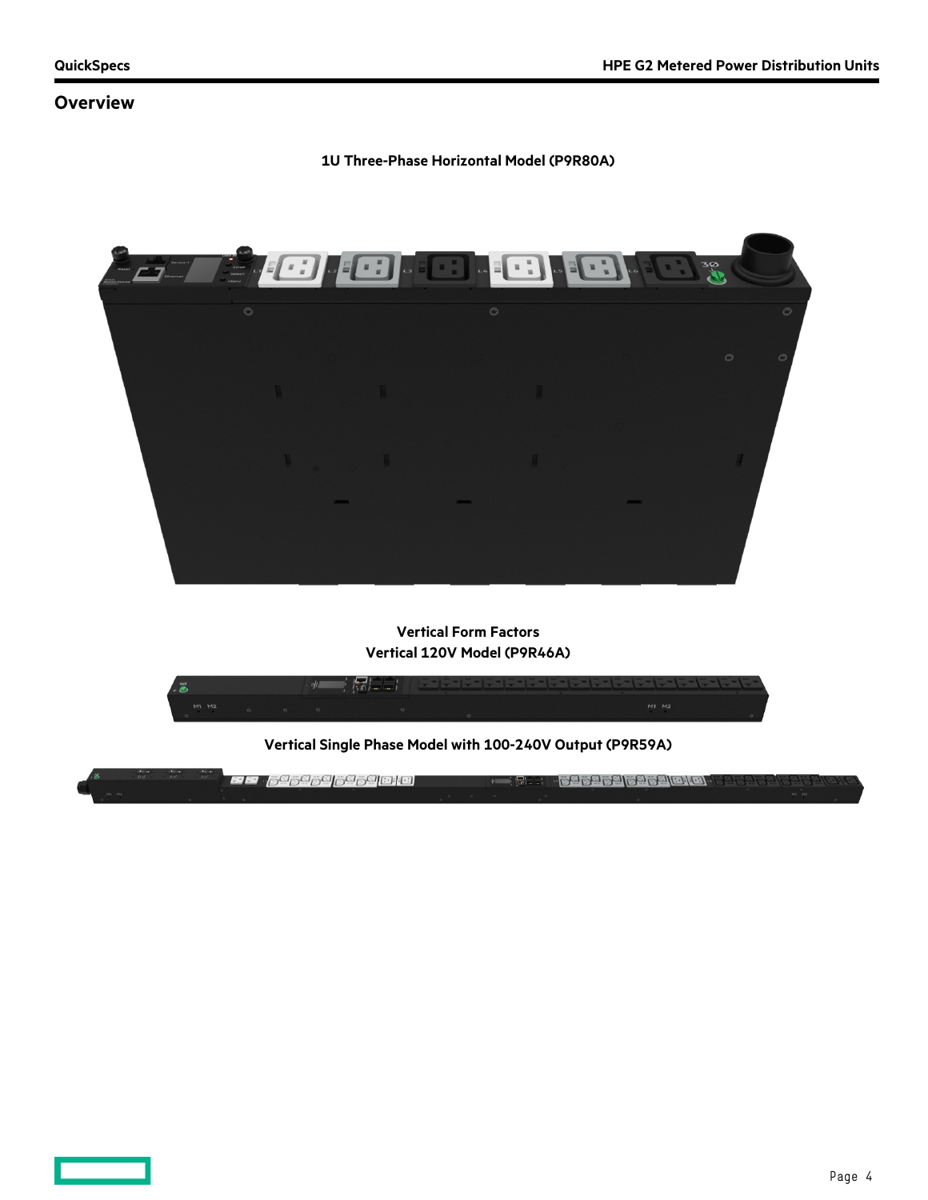## Overview

**1U Three-Phase Horizontal Model (P9R80A)**

**Vertical Form Factors**

**Vertical 120V Model (P9R46A)**

**Vertical Single Phase Model with 100-240V Output (P9R59A)**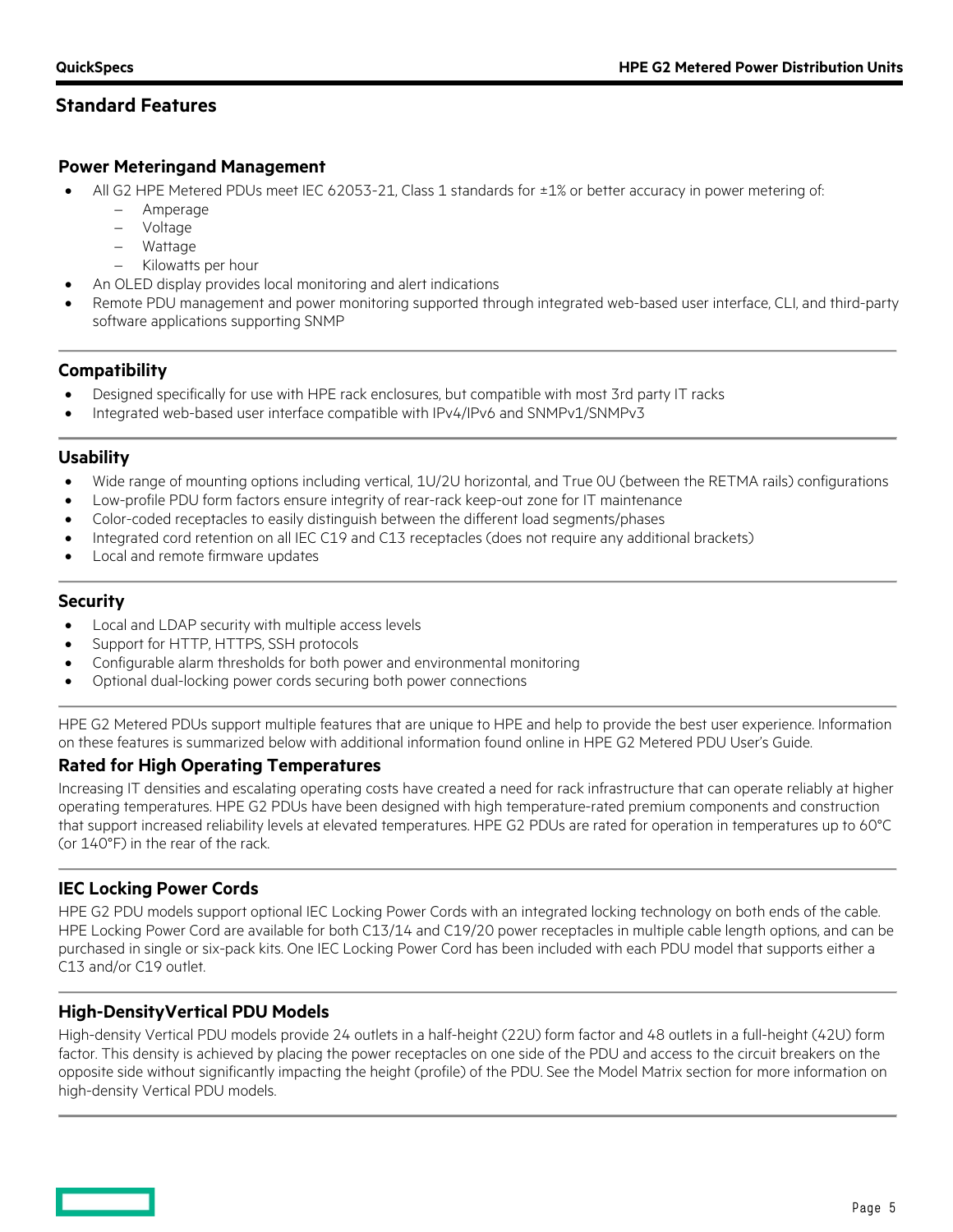## Standard Features

### Power Meteringand Management

- All G2 HPE Metered PDUs meet IEC 62053-21, Class 1 standards for ±1% or better accuracy in power metering of:
  - Amperage
  - Voltage
  - Wattage
  - Kilowatts per hour
- An OLED display provides local monitoring and alert indications
- Remote PDU management and power monitoring supported through integrated web-based user interface, CLI, and third-party software applications supporting SNMP

### Compatibility

- Designed specifically for use with HPE rack enclosures, but compatible with most 3rd party IT racks
- Integrated web-based user interface compatible with IPv4/IPv6 and SNMPv1/SNMPv3

### Usability

- Wide range of mounting options including vertical, 1U/2U horizontal, and True 0U (between the RETMA rails) configurations
- Low-profile PDU form factors ensure integrity of rear-rack keep-out zone for IT maintenance
- Color-coded receptacles to easily distinguish between the different load segments/phases
- Integrated cord retention on all IEC C19 and C13 receptacles (does not require any additional brackets)
- Local and remote firmware updates

### Security

- Local and LDAP security with multiple access levels
- Support for HTTP, HTTPS, SSH protocols
- Configurable alarm thresholds for both power and environmental monitoring
- Optional dual-locking power cords securing both power connections

HPE G2 Metered PDUs support multiple features that are unique to HPE and help to provide the best user experience. Information on these features is summarized below with additional information found online in HPE G2 Metered PDU User's Guide.

### Rated for High Operating Temperatures

Increasing IT densities and escalating operating costs have created a need for rack infrastructure that can operate reliably at higher operating temperatures. HPE G2 PDUs have been designed with high temperature-rated premium components and construction that support increased reliability levels at elevated temperatures. HPE G2 PDUs are rated for operation in temperatures up to 60°C (or 140°F) in the rear of the rack.

### IEC Locking Power Cords

HPE G2 PDU models support optional IEC Locking Power Cords with an integrated locking technology on both ends of the cable. HPE Locking Power Cord are available for both C13/14 and C19/20 power receptacles in multiple cable length options, and can be purchased in single or six-pack kits. One IEC Locking Power Cord has been included with each PDU model that supports either a C13 and/or C19 outlet.

### High-DensityVertical PDU Models

High-density Vertical PDU models provide 24 outlets in a half-height (22U) form factor and 48 outlets in a full-height (42U) form factor. This density is achieved by placing the power receptacles on one side of the PDU and access to the circuit breakers on the opposite side without significantly impacting the height (profile) of the PDU. See the Model Matrix section for more information on high-density Vertical PDU models.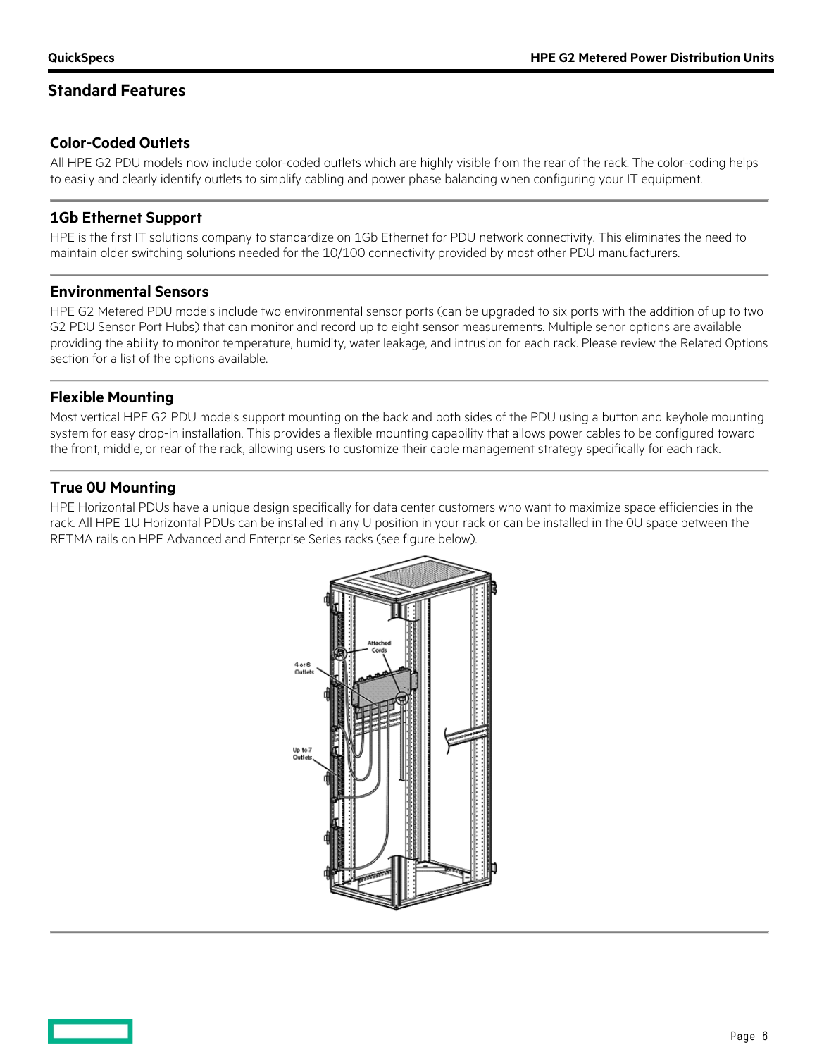## Standard Features

### Color-Coded Outlets

All HPE G2 PDU models now include color-coded outlets which are highly visible from the rear of the rack. The color-coding helps to easily and clearly identify outlets to simplify cabling and power phase balancing when configuring your IT equipment.

### 1Gb Ethernet Support

HPE is the first IT solutions company to standardize on 1Gb Ethernet for PDU network connectivity. This eliminates the need to maintain older switching solutions needed for the 10/100 connectivity provided by most other PDU manufacturers.

### Environmental Sensors

HPE G2 Metered PDU models include two environmental sensor ports (can be upgraded to six ports with the addition of up to two G2 PDU Sensor Port Hubs) that can monitor and record up to eight sensor measurements. Multiple senor options are available providing the ability to monitor temperature, humidity, water leakage, and intrusion for each rack. Please review the Related Options section for a list of the options available.

### Flexible Mounting

Most vertical HPE G2 PDU models support mounting on the back and both sides of the PDU using a button and keyhole mounting system for easy drop-in installation. This provides a flexible mounting capability that allows power cables to be configured toward the front, middle, or rear of the rack, allowing users to customize their cable management strategy specifically for each rack.

### True 0U Mounting

HPE Horizontal PDUs have a unique design specifically for data center customers who want to maximize space efficiencies in the rack. All HPE 1U Horizontal PDUs can be installed in any U position in your rack or can be installed in the 0U space between the RETMA rails on HPE Advanced and Enterprise Series racks (see figure below).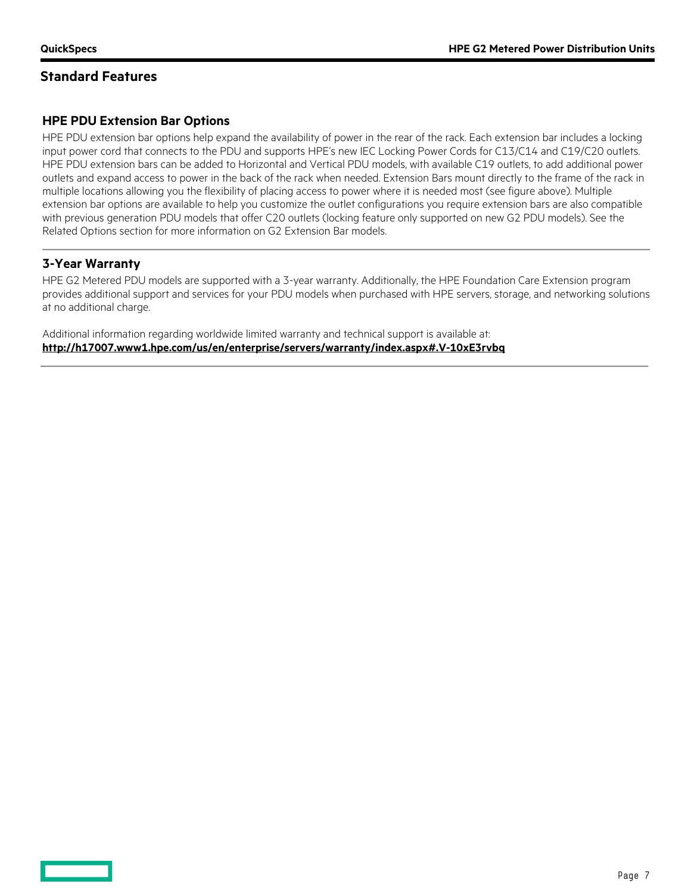## Standard Features

### HPE PDU Extension Bar Options

HPE PDU extension bar options help expand the availability of power in the rear of the rack. Each extension bar includes a locking input power cord that connects to the PDU and supports HPE's new IEC Locking Power Cords for C13/C14 and C19/C20 outlets. HPE PDU extension bars can be added to Horizontal and Vertical PDU models, with available C19 outlets, to add additional power outlets and expand access to power in the back of the rack when needed. Extension Bars mount directly to the frame of the rack in multiple locations allowing you the flexibility of placing access to power where it is needed most (see figure above). Multiple extension bar options are available to help you customize the outlet configurations you require extension bars are also compatible with previous generation PDU models that offer C20 outlets (locking feature only supported on new G2 PDU models). See the Related Options section for more information on G2 Extension Bar models.

### 3-Year Warranty

HPE G2 Metered PDU models are supported with a 3-year warranty. Additionally, the HPE Foundation Care Extension program provides additional support and services for your PDU models when purchased with HPE servers, storage, and networking solutions at no additional charge.

Additional information regarding worldwide limited warranty and technical support is available at:
**http://h17007.www1.hpe.com/us/en/enterprise/servers/warranty/index.aspx#.V-10xE3rvbq**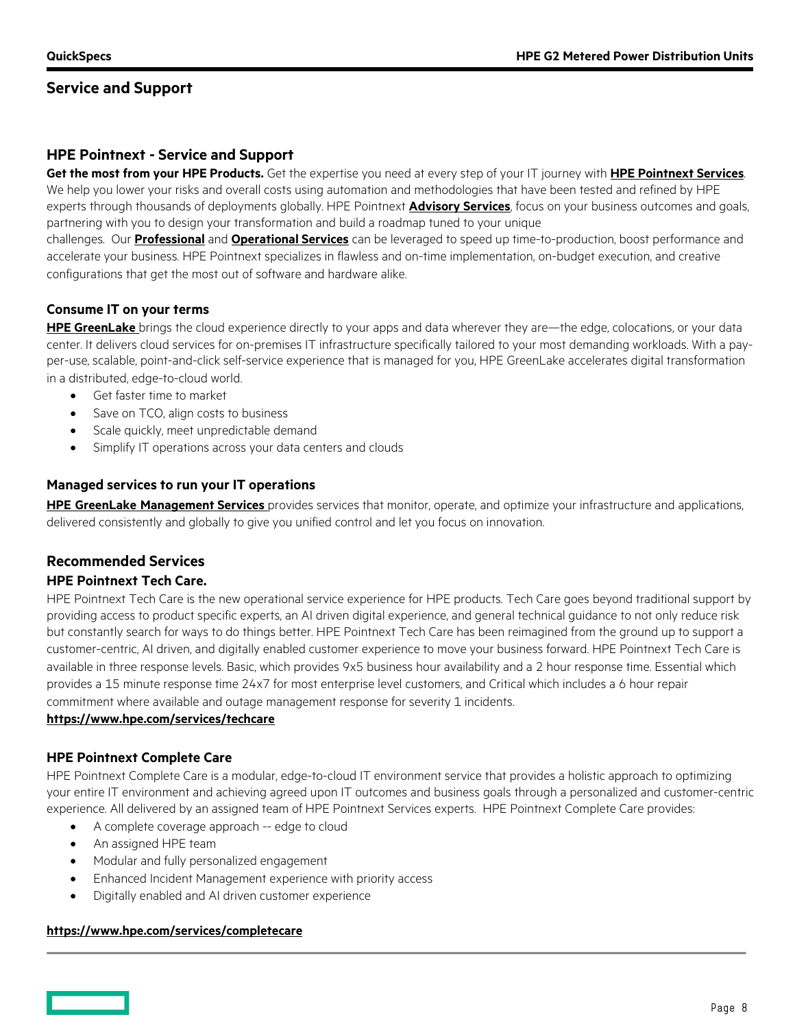## Service and Support

### HPE Pointnext - Service and Support

**Get the most from your HPE Products.** Get the expertise you need at every step of your IT journey with **HPE Pointnext Services**. We help you lower your risks and overall costs using automation and methodologies that have been tested and refined by HPE experts through thousands of deployments globally. HPE Pointnext **Advisory Services**, focus on your business outcomes and goals, partnering with you to design your transformation and build a roadmap tuned to your unique challenges. Our **Professional** and **Operational Services** can be leveraged to speed up time-to-production, boost performance and accelerate your business. HPE Pointnext specializes in flawless and on-time implementation, on-budget execution, and creative configurations that get the most out of software and hardware alike.

#### Consume IT on your terms

**HPE GreenLake** brings the cloud experience directly to your apps and data wherever they are—the edge, colocations, or your data center. It delivers cloud services for on-premises IT infrastructure specifically tailored to your most demanding workloads. With a pay-per-use, scalable, point-and-click self-service experience that is managed for you, HPE GreenLake accelerates digital transformation in a distributed, edge-to-cloud world.

- Get faster time to market
- Save on TCO, align costs to business
- Scale quickly, meet unpredictable demand
- Simplify IT operations across your data centers and clouds

#### Managed services to run your IT operations

**HPE GreenLake Management Services** provides services that monitor, operate, and optimize your infrastructure and applications, delivered consistently and globally to give you unified control and let you focus on innovation.

### Recommended Services

#### HPE Pointnext Tech Care.

HPE Pointnext Tech Care is the new operational service experience for HPE products. Tech Care goes beyond traditional support by providing access to product specific experts, an AI driven digital experience, and general technical guidance to not only reduce risk but constantly search for ways to do things better. HPE Pointnext Tech Care has been reimagined from the ground up to support a customer-centric, AI driven, and digitally enabled customer experience to move your business forward. HPE Pointnext Tech Care is available in three response levels. Basic, which provides 9x5 business hour availability and a 2 hour response time. Essential which provides a 15 minute response time 24x7 for most enterprise level customers, and Critical which includes a 6 hour repair commitment where available and outage management response for severity 1 incidents.

**https://www.hpe.com/services/techcare**

#### HPE Pointnext Complete Care

HPE Pointnext Complete Care is a modular, edge-to-cloud IT environment service that provides a holistic approach to optimizing your entire IT environment and achieving agreed upon IT outcomes and business goals through a personalized and customer-centric experience. All delivered by an assigned team of HPE Pointnext Services experts. HPE Pointnext Complete Care provides:

- A complete coverage approach -- edge to cloud
- An assigned HPE team
- Modular and fully personalized engagement
- Enhanced Incident Management experience with priority access
- Digitally enabled and AI driven customer experience

**https://www.hpe.com/services/completecare**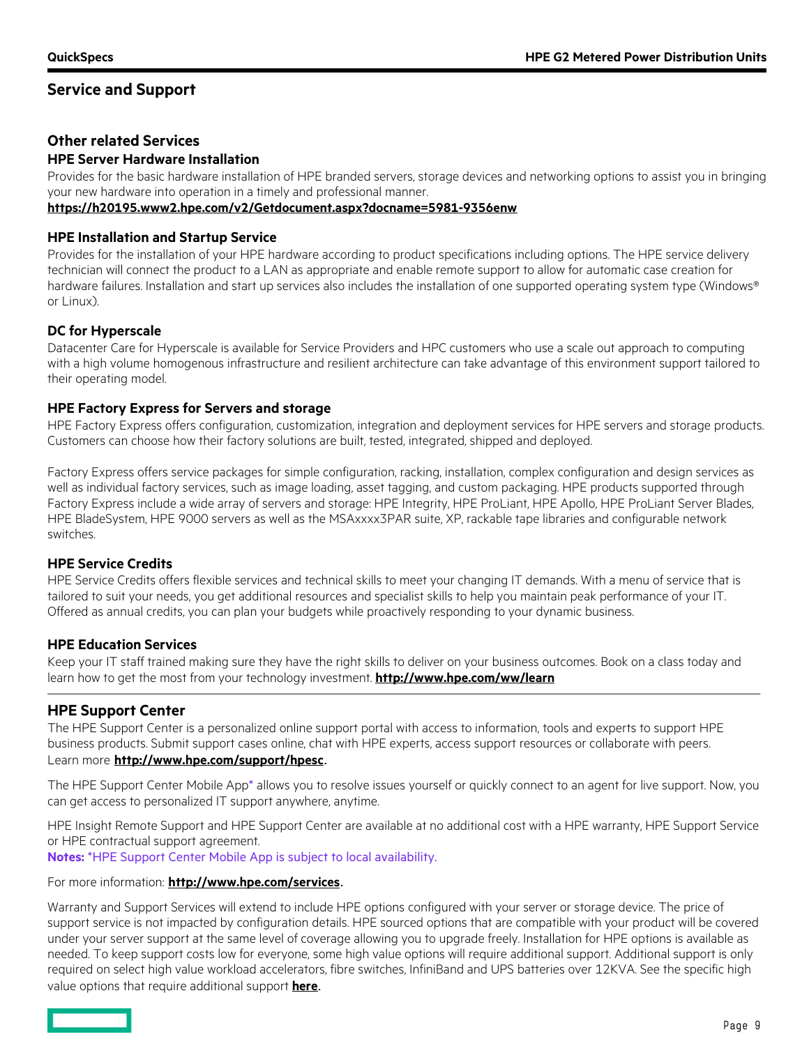## Service and Support

### Other related Services

#### HPE Server Hardware Installation

Provides for the basic hardware installation of HPE branded servers, storage devices and networking options to assist you in bringing your new hardware into operation in a timely and professional manner.
**https://h20195.www2.hpe.com/v2/Getdocument.aspx?docname=5981-9356enw**

#### HPE Installation and Startup Service

Provides for the installation of your HPE hardware according to product specifications including options. The HPE service delivery technician will connect the product to a LAN as appropriate and enable remote support to allow for automatic case creation for hardware failures. Installation and start up services also includes the installation of one supported operating system type (Windows® or Linux).

#### DC for Hyperscale

Datacenter Care for Hyperscale is available for Service Providers and HPC customers who use a scale out approach to computing with a high volume homogenous infrastructure and resilient architecture can take advantage of this environment support tailored to their operating model.

#### HPE Factory Express for Servers and storage

HPE Factory Express offers configuration, customization, integration and deployment services for HPE servers and storage products. Customers can choose how their factory solutions are built, tested, integrated, shipped and deployed.

Factory Express offers service packages for simple configuration, racking, installation, complex configuration and design services as well as individual factory services, such as image loading, asset tagging, and custom packaging. HPE products supported through Factory Express include a wide array of servers and storage: HPE Integrity, HPE ProLiant, HPE Apollo, HPE ProLiant Server Blades, HPE BladeSystem, HPE 9000 servers as well as the MSAxxxx3PAR suite, XP, rackable tape libraries and configurable network switches.

#### HPE Service Credits

HPE Service Credits offers flexible services and technical skills to meet your changing IT demands. With a menu of service that is tailored to suit your needs, you get additional resources and specialist skills to help you maintain peak performance of your IT. Offered as annual credits, you can plan your budgets while proactively responding to your dynamic business.

#### HPE Education Services

Keep your IT staff trained making sure they have the right skills to deliver on your business outcomes. Book on a class today and learn how to get the most from your technology investment. **http://www.hpe.com/ww/learn**

---

### HPE Support Center

The HPE Support Center is a personalized online support portal with access to information, tools and experts to support HPE business products. Submit support cases online, chat with HPE experts, access support resources or collaborate with peers. Learn more **http://www.hpe.com/support/hpesc**.

The HPE Support Center Mobile App* allows you to resolve issues yourself or quickly connect to an agent for live support. Now, you can get access to personalized IT support anywhere, anytime.

HPE Insight Remote Support and HPE Support Center are available at no additional cost with a HPE warranty, HPE Support Service or HPE contractual support agreement.
**Notes:** *HPE Support Center Mobile App is subject to local availability.

For more information: **http://www.hpe.com/services**.

Warranty and Support Services will extend to include HPE options configured with your server or storage device. The price of support service is not impacted by configuration details. HPE sourced options that are compatible with your product will be covered under your server support at the same level of coverage allowing you to upgrade freely. Installation for HPE options is available as needed. To keep support costs low for everyone, some high value options will require additional support. Additional support is only required on select high value workload accelerators, fibre switches, InfiniBand and UPS batteries over 12KVA. See the specific high value options that require additional support **here**.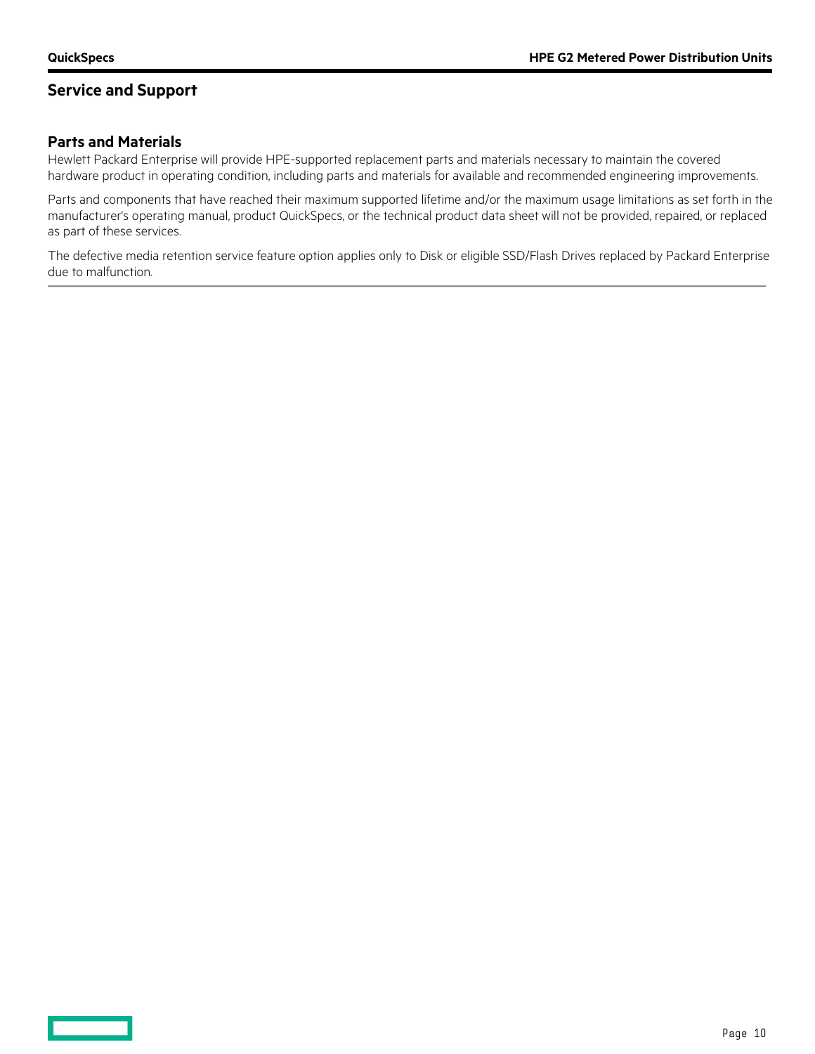## Service and Support

### Parts and Materials

Hewlett Packard Enterprise will provide HPE-supported replacement parts and materials necessary to maintain the covered hardware product in operating condition, including parts and materials for available and recommended engineering improvements.

Parts and components that have reached their maximum supported lifetime and/or the maximum usage limitations as set forth in the manufacturer's operating manual, product QuickSpecs, or the technical product data sheet will not be provided, repaired, or replaced as part of these services.

The defective media retention service feature option applies only to Disk or eligible SSD/Flash Drives replaced by Packard Enterprise due to malfunction.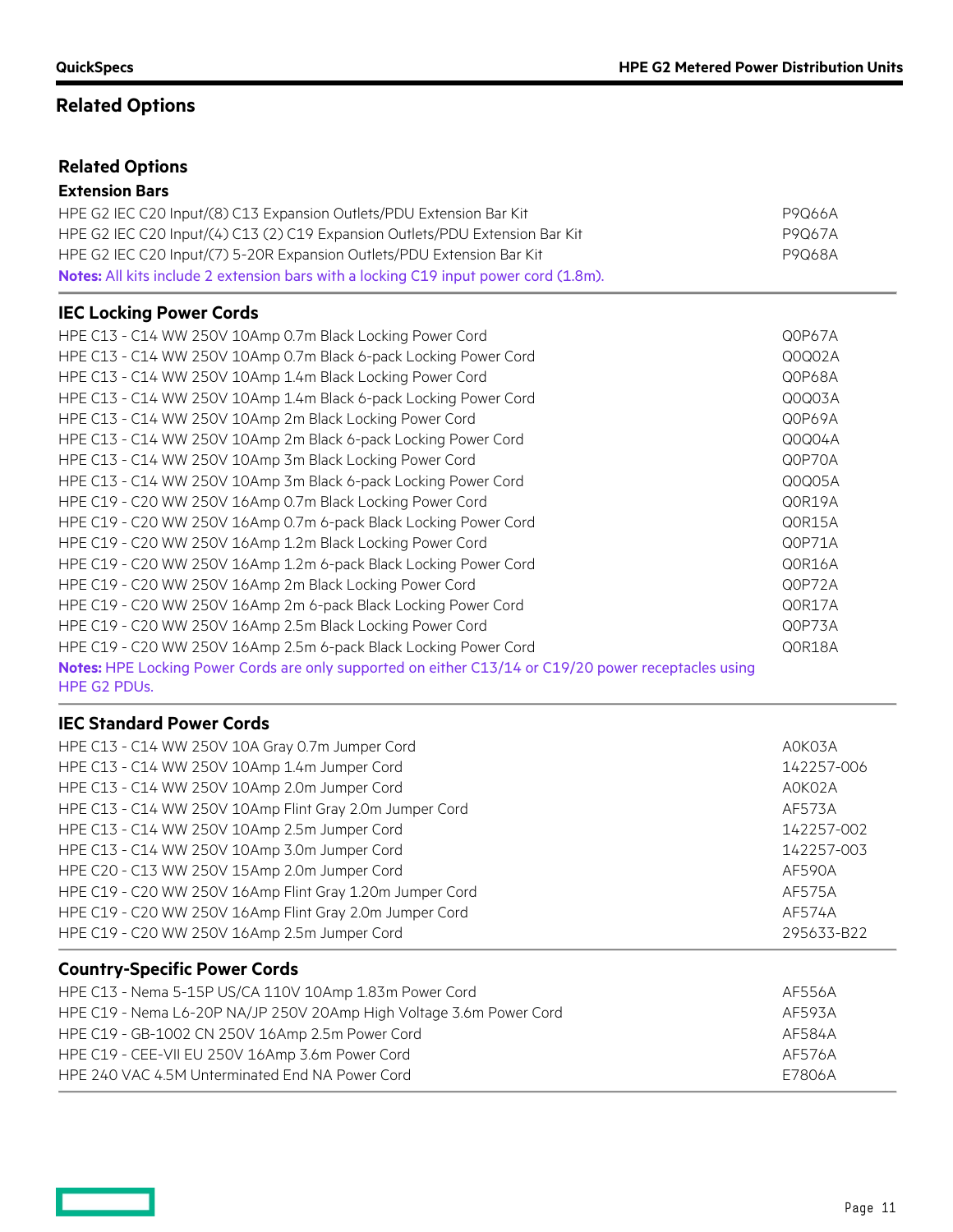## Related Options

### Related Options

#### Extension Bars

| | |
|---|---|
| HPE G2 IEC C20 Input/(8) C13 Expansion Outlets/PDU Extension Bar Kit | P9Q66A |
| HPE G2 IEC C20 Input/(4) C13 (2) C19 Expansion Outlets/PDU Extension Bar Kit | P9Q67A |
| HPE G2 IEC C20 Input/(7) 5-20R Expansion Outlets/PDU Extension Bar Kit | P9Q68A |

**Notes:** All kits include 2 extension bars with a locking C19 input power cord (1.8m).

#### IEC Locking Power Cords

| | |
|---|---|
| HPE C13 - C14 WW 250V 10Amp 0.7m Black Locking Power Cord | Q0P67A |
| HPE C13 - C14 WW 250V 10Amp 0.7m Black 6-pack Locking Power Cord | Q0Q02A |
| HPE C13 - C14 WW 250V 10Amp 1.4m Black Locking Power Cord | Q0P68A |
| HPE C13 - C14 WW 250V 10Amp 1.4m Black 6-pack Locking Power Cord | Q0Q03A |
| HPE C13 - C14 WW 250V 10Amp 2m Black Locking Power Cord | Q0P69A |
| HPE C13 - C14 WW 250V 10Amp 2m Black 6-pack Locking Power Cord | Q0Q04A |
| HPE C13 - C14 WW 250V 10Amp 3m Black Locking Power Cord | Q0P70A |
| HPE C13 - C14 WW 250V 10Amp 3m Black 6-pack Locking Power Cord | Q0Q05A |
| HPE C19 - C20 WW 250V 16Amp 0.7m Black Locking Power Cord | Q0R19A |
| HPE C19 - C20 WW 250V 16Amp 0.7m 6-pack Black Locking Power Cord | Q0R15A |
| HPE C19 - C20 WW 250V 16Amp 1.2m Black Locking Power Cord | Q0P71A |
| HPE C19 - C20 WW 250V 16Amp 1.2m 6-pack Black Locking Power Cord | Q0R16A |
| HPE C19 - C20 WW 250V 16Amp 2m Black Locking Power Cord | Q0P72A |
| HPE C19 - C20 WW 250V 16Amp 2m 6-pack Black Locking Power Cord | Q0R17A |
| HPE C19 - C20 WW 250V 16Amp 2.5m Black Locking Power Cord | Q0P73A |
| HPE C19 - C20 WW 250V 16Amp 2.5m 6-pack Black Locking Power Cord | Q0R18A |

**Notes:** HPE Locking Power Cords are only supported on either C13/14 or C19/20 power receptacles using HPE G2 PDUs.

#### IEC Standard Power Cords

| | |
|---|---|
| HPE C13 - C14 WW 250V 10A Gray 0.7m Jumper Cord | A0K03A |
| HPE C13 - C14 WW 250V 10Amp 1.4m Jumper Cord | 142257-006 |
| HPE C13 - C14 WW 250V 10Amp 2.0m Jumper Cord | A0K02A |
| HPE C13 - C14 WW 250V 10Amp Flint Gray 2.0m Jumper Cord | AF573A |
| HPE C13 - C14 WW 250V 10Amp 2.5m Jumper Cord | 142257-002 |
| HPE C13 - C14 WW 250V 10Amp 3.0m Jumper Cord | 142257-003 |
| HPE C20 - C13 WW 250V 15Amp 2.0m Jumper Cord | AF590A |
| HPE C19 - C20 WW 250V 16Amp Flint Gray 1.20m Jumper Cord | AF575A |
| HPE C19 - C20 WW 250V 16Amp Flint Gray 2.0m Jumper Cord | AF574A |
| HPE C19 - C20 WW 250V 16Amp 2.5m Jumper Cord | 295633-B22 |

#### Country-Specific Power Cords

| | |
|---|---|
| HPE C13 - Nema 5-15P US/CA 110V 10Amp 1.83m Power Cord | AF556A |
| HPE C19 - Nema L6-20P NA/JP 250V 20Amp High Voltage 3.6m Power Cord | AF593A |
| HPE C19 - GB-1002 CN 250V 16Amp 2.5m Power Cord | AF584A |
| HPE C19 - CEE-VII EU 250V 16Amp 3.6m Power Cord | AF576A |
| HPE 240 VAC 4.5M Unterminated End NA Power Cord | E7806A |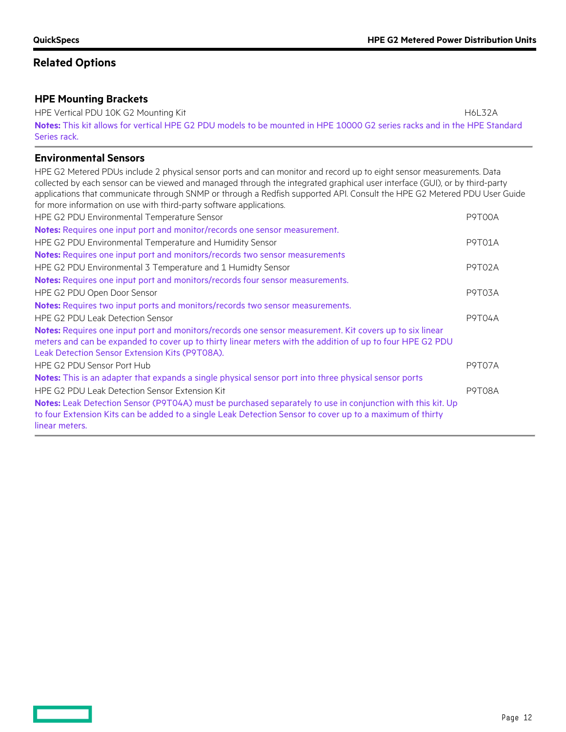## Related Options

### HPE Mounting Brackets

HPE Vertical PDU 10K G2 Mounting Kit H6L32A

**Notes:** This kit allows for vertical HPE G2 PDU models to be mounted in HPE 10000 G2 series racks and in the HPE Standard Series rack.

### Environmental Sensors

HPE G2 Metered PDUs include 2 physical sensor ports and can monitor and record up to eight sensor measurements. Data collected by each sensor can be viewed and managed through the integrated graphical user interface (GUI), or by third-party applications that communicate through SNMP or through a Redfish supported API. Consult the HPE G2 Metered PDU User Guide for more information on use with third-party software applications.

HPE G2 PDU Environmental Temperature Sensor P9T00A

**Notes:** Requires one input port and monitor/records one sensor measurement.

HPE G2 PDU Environmental Temperature and Humidity Sensor P9T01A

**Notes:** Requires one input port and monitors/records two sensor measurements

HPE G2 PDU Environmental 3 Temperature and 1 Humidty Sensor P9T02A

**Notes:** Requires one input port and monitors/records four sensor measurements.

HPE G2 PDU Open Door Sensor P9T03A

**Notes:** Requires two input ports and monitors/records two sensor measurements.

HPE G2 PDU Leak Detection Sensor P9T04A

**Notes:** Requires one input port and monitors/records one sensor measurement. Kit covers up to six linear meters and can be expanded to cover up to thirty linear meters with the addition of up to four HPE G2 PDU Leak Detection Sensor Extension Kits (P9T08A).

HPE G2 PDU Sensor Port Hub P9T07A

**Notes:** This is an adapter that expands a single physical sensor port into three physical sensor ports

HPE G2 PDU Leak Detection Sensor Extension Kit P9T08A

**Notes:** Leak Detection Sensor (P9T04A) must be purchased separately to use in conjunction with this kit. Up to four Extension Kits can be added to a single Leak Detection Sensor to cover up to a maximum of thirty linear meters.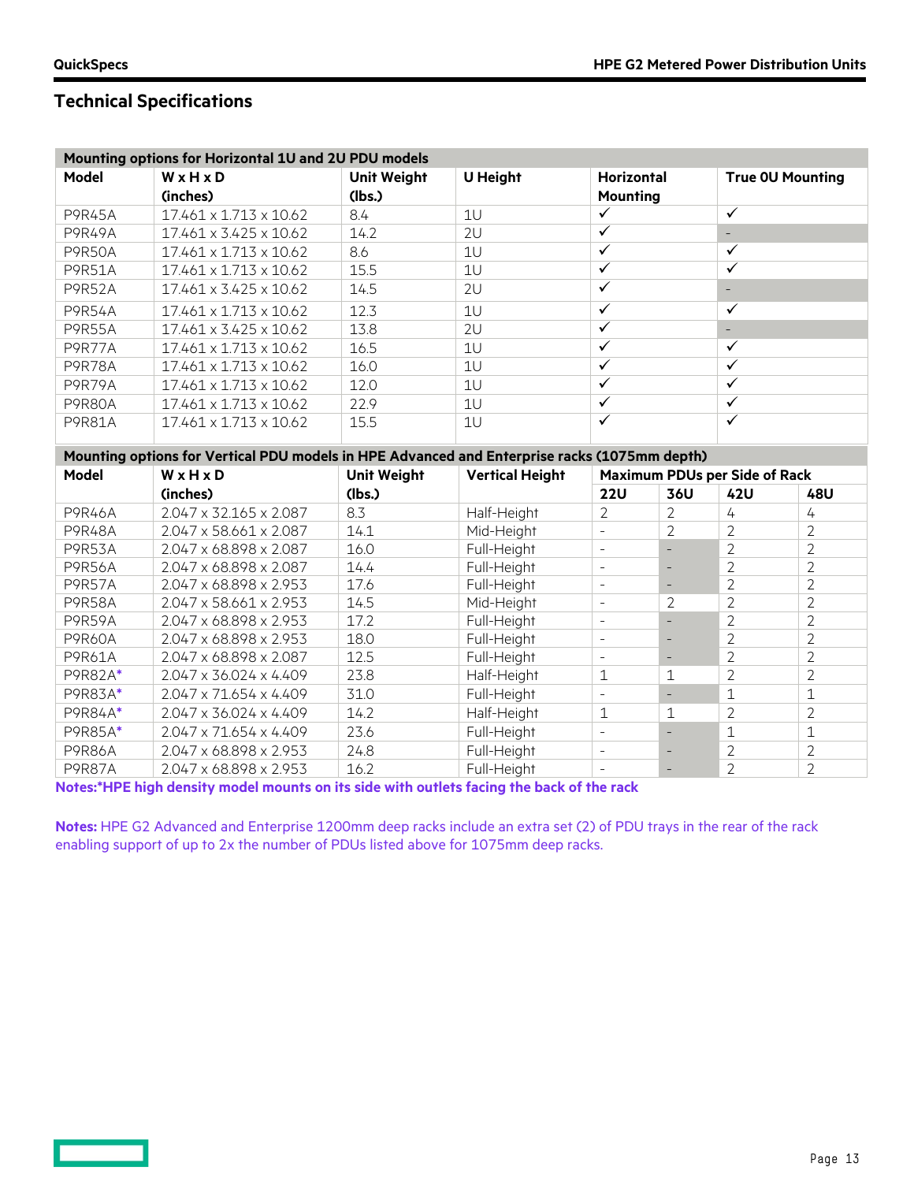## Technical Specifications

| Mounting options for Horizontal 1U and 2U PDU models | | | | | |
|---|---|---|---|---|---|
| **Model** | **W x H x D (inches)** | **Unit Weight (lbs.)** | **U Height** | **Horizontal Mounting** | **True 0U Mounting** |
| P9R45A | 17.461 x 1.713 x 10.62 | 8.4 | 1U | ✓ | ✓ |
| P9R49A | 17.461 x 3.425 x 10.62 | 14.2 | 2U | ✓ | - |
| P9R50A | 17.461 x 1.713 x 10.62 | 8.6 | 1U | ✓ | ✓ |
| P9R51A | 17.461 x 1.713 x 10.62 | 15.5 | 1U | ✓ | ✓ |
| P9R52A | 17.461 x 3.425 x 10.62 | 14.5 | 2U | ✓ | - |
| P9R54A | 17.461 x 1.713 x 10.62 | 12.3 | 1U | ✓ | ✓ |
| P9R55A | 17.461 x 3.425 x 10.62 | 13.8 | 2U | ✓ | - |
| P9R77A | 17.461 x 1.713 x 10.62 | 16.5 | 1U | ✓ | ✓ |
| P9R78A | 17.461 x 1.713 x 10.62 | 16.0 | 1U | ✓ | ✓ |
| P9R79A | 17.461 x 1.713 x 10.62 | 12.0 | 1U | ✓ | ✓ |
| P9R80A | 17.461 x 1.713 x 10.62 | 22.9 | 1U | ✓ | ✓ |
| P9R81A | 17.461 x 1.713 x 10.62 | 15.5 | 1U | ✓ | ✓ |

| Mounting options for Vertical PDU models in HPE Advanced and Enterprise racks (1075mm depth) | | | | | | | |
|---|---|---|---|---|---|---|---|
| **Model** | **W x H x D (inches)** | **Unit Weight (lbs.)** | **Vertical Height** | **Maximum PDUs per Side of Rack** | | | |
| | | | | **22U** | **36U** | **42U** | **48U** |
| P9R46A | 2.047 x 32.165 x 2.087 | 8.3 | Half-Height | 2 | 2 | 4 | 4 |
| P9R48A | 2.047 x 58.661 x 2.087 | 14.1 | Mid-Height | - | 2 | 2 | 2 |
| P9R53A | 2.047 x 68.898 x 2.087 | 16.0 | Full-Height | - | - | 2 | 2 |
| P9R56A | 2.047 x 68.898 x 2.087 | 14.4 | Full-Height | - | - | 2 | 2 |
| P9R57A | 2.047 x 68.898 x 2.953 | 17.6 | Full-Height | - | - | 2 | 2 |
| P9R58A | 2.047 x 58.661 x 2.953 | 14.5 | Mid-Height | - | 2 | 2 | 2 |
| P9R59A | 2.047 x 68.898 x 2.953 | 17.2 | Full-Height | - | - | 2 | 2 |
| P9R60A | 2.047 x 68.898 x 2.953 | 18.0 | Full-Height | - | - | 2 | 2 |
| P9R61A | 2.047 x 68.898 x 2.087 | 12.5 | Full-Height | - | - | 2 | 2 |
| P9R82A* | 2.047 x 36.024 x 4.409 | 23.8 | Half-Height | 1 | 1 | 2 | 2 |
| P9R83A* | 2.047 x 71.654 x 4.409 | 31.0 | Full-Height | - | - | 1 | 1 |
| P9R84A* | 2.047 x 36.024 x 4.409 | 14.2 | Half-Height | 1 | 1 | 2 | 2 |
| P9R85A* | 2.047 x 71.654 x 4.409 | 23.6 | Full-Height | - | - | 1 | 1 |
| P9R86A | 2.047 x 68.898 x 2.953 | 24.8 | Full-Height | - | - | 2 | 2 |
| P9R87A | 2.047 x 68.898 x 2.953 | 16.2 | Full-Height | - | - | 2 | 2 |

**Notes:*HPE high density model mounts on its side with outlets facing the back of the rack**

**Notes:** HPE G2 Advanced and Enterprise 1200mm deep racks include an extra set (2) of PDU trays in the rear of the rack enabling support of up to 2x the number of PDUs listed above for 1075mm deep racks.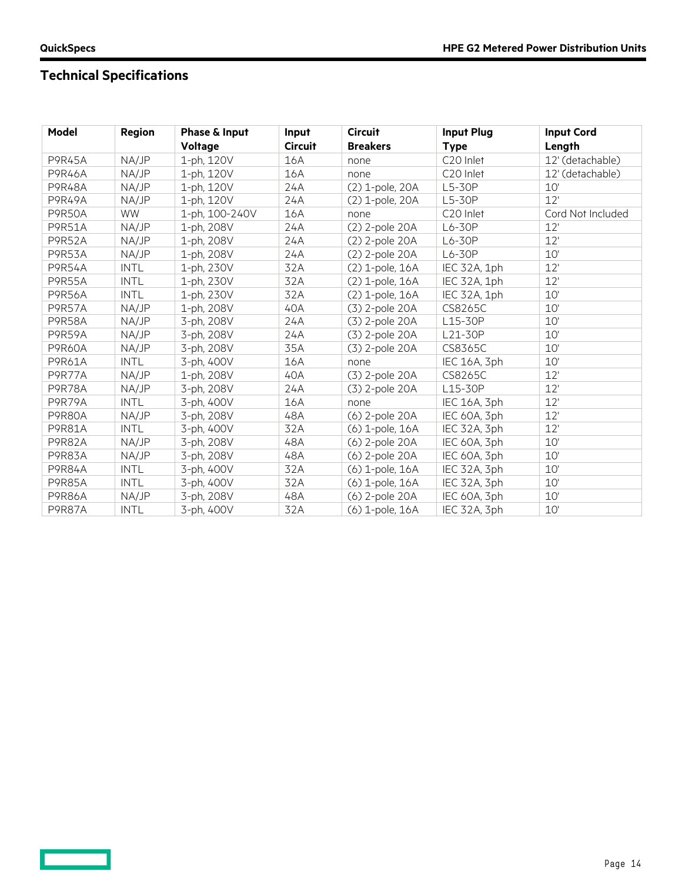## Technical Specifications

| Model | Region | Phase & Input Voltage | Input Circuit | Circuit Breakers | Input Plug Type | Input Cord Length |
|---|---|---|---|---|---|---|
| P9R45A | NA/JP | 1-ph, 120V | 16A | none | C20 Inlet | 12' (detachable) |
| P9R46A | NA/JP | 1-ph, 120V | 16A | none | C20 Inlet | 12' (detachable) |
| P9R48A | NA/JP | 1-ph, 120V | 24A | (2) 1-pole, 20A | L5-30P | 10' |
| P9R49A | NA/JP | 1-ph, 120V | 24A | (2) 1-pole, 20A | L5-30P | 12' |
| P9R50A | WW | 1-ph, 100-240V | 16A | none | C20 Inlet | Cord Not Included |
| P9R51A | NA/JP | 1-ph, 208V | 24A | (2) 2-pole 20A | L6-30P | 12' |
| P9R52A | NA/JP | 1-ph, 208V | 24A | (2) 2-pole 20A | L6-30P | 12' |
| P9R53A | NA/JP | 1-ph, 208V | 24A | (2) 2-pole 20A | L6-30P | 10' |
| P9R54A | INTL | 1-ph, 230V | 32A | (2) 1-pole, 16A | IEC 32A, 1ph | 12' |
| P9R55A | INTL | 1-ph, 230V | 32A | (2) 1-pole, 16A | IEC 32A, 1ph | 12' |
| P9R56A | INTL | 1-ph, 230V | 32A | (2) 1-pole, 16A | IEC 32A, 1ph | 10' |
| P9R57A | NA/JP | 1-ph, 208V | 40A | (3) 2-pole 20A | CS8265C | 10' |
| P9R58A | NA/JP | 3-ph, 208V | 24A | (3) 2-pole 20A | L15-30P | 10' |
| P9R59A | NA/JP | 3-ph, 208V | 24A | (3) 2-pole 20A | L21-30P | 10' |
| P9R60A | NA/JP | 3-ph, 208V | 35A | (3) 2-pole 20A | CS8365C | 10' |
| P9R61A | INTL | 3-ph, 400V | 16A | none | IEC 16A, 3ph | 10' |
| P9R77A | NA/JP | 1-ph, 208V | 40A | (3) 2-pole 20A | CS8265C | 12' |
| P9R78A | NA/JP | 3-ph, 208V | 24A | (3) 2-pole 20A | L15-30P | 12' |
| P9R79A | INTL | 3-ph, 400V | 16A | none | IEC 16A, 3ph | 12' |
| P9R80A | NA/JP | 3-ph, 208V | 48A | (6) 2-pole 20A | IEC 60A, 3ph | 12' |
| P9R81A | INTL | 3-ph, 400V | 32A | (6) 1-pole, 16A | IEC 32A, 3ph | 12' |
| P9R82A | NA/JP | 3-ph, 208V | 48A | (6) 2-pole 20A | IEC 60A, 3ph | 10' |
| P9R83A | NA/JP | 3-ph, 208V | 48A | (6) 2-pole 20A | IEC 60A, 3ph | 10' |
| P9R84A | INTL | 3-ph, 400V | 32A | (6) 1-pole, 16A | IEC 32A, 3ph | 10' |
| P9R85A | INTL | 3-ph, 400V | 32A | (6) 1-pole, 16A | IEC 32A, 3ph | 10' |
| P9R86A | NA/JP | 3-ph, 208V | 48A | (6) 2-pole 20A | IEC 60A, 3ph | 10' |
| P9R87A | INTL | 3-ph, 400V | 32A | (6) 1-pole, 16A | IEC 32A, 3ph | 10' |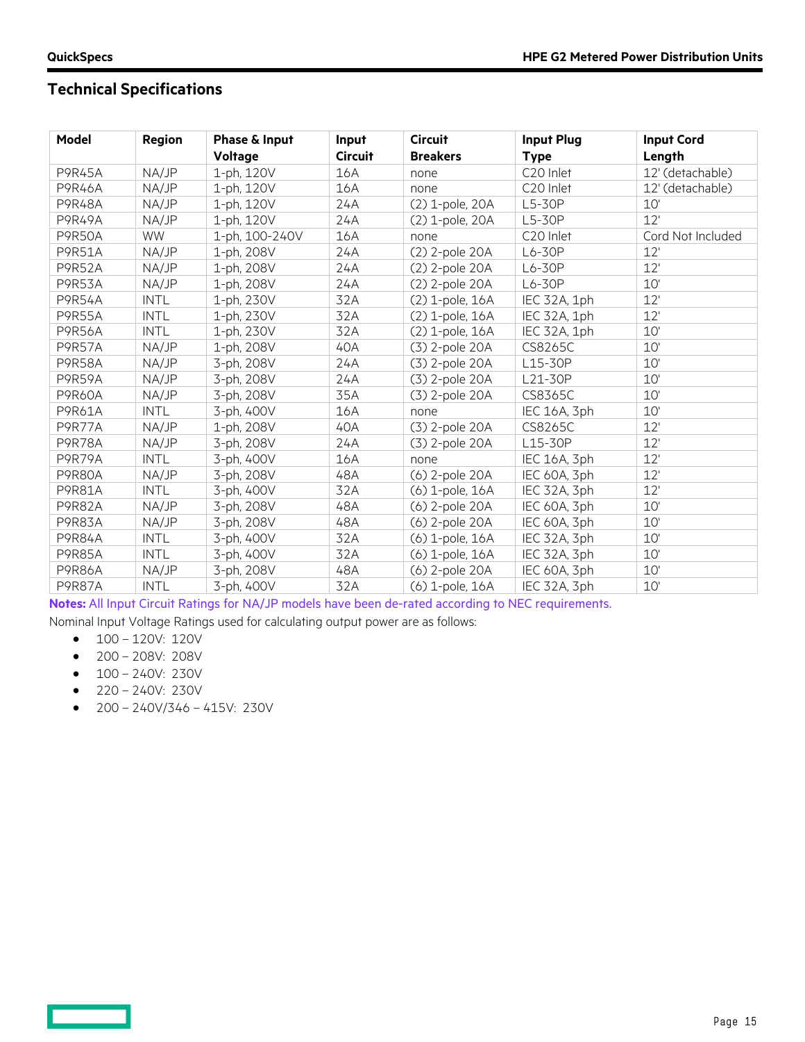## Technical Specifications

| Model | Region | Phase & Input Voltage | Input Circuit | Circuit Breakers | Input Plug Type | Input Cord Length |
|---|---|---|---|---|---|---|
| P9R45A | NA/JP | 1-ph, 120V | 16A | none | C20 Inlet | 12' (detachable) |
| P9R46A | NA/JP | 1-ph, 120V | 16A | none | C20 Inlet | 12' (detachable) |
| P9R48A | NA/JP | 1-ph, 120V | 24A | (2) 1-pole, 20A | L5-30P | 10' |
| P9R49A | NA/JP | 1-ph, 120V | 24A | (2) 1-pole, 20A | L5-30P | 12' |
| P9R50A | WW | 1-ph, 100-240V | 16A | none | C20 Inlet | Cord Not Included |
| P9R51A | NA/JP | 1-ph, 208V | 24A | (2) 2-pole 20A | L6-30P | 12' |
| P9R52A | NA/JP | 1-ph, 208V | 24A | (2) 2-pole 20A | L6-30P | 12' |
| P9R53A | NA/JP | 1-ph, 208V | 24A | (2) 2-pole 20A | L6-30P | 10' |
| P9R54A | INTL | 1-ph, 230V | 32A | (2) 1-pole, 16A | IEC 32A, 1ph | 12' |
| P9R55A | INTL | 1-ph, 230V | 32A | (2) 1-pole, 16A | IEC 32A, 1ph | 12' |
| P9R56A | INTL | 1-ph, 230V | 32A | (2) 1-pole, 16A | IEC 32A, 1ph | 10' |
| P9R57A | NA/JP | 1-ph, 208V | 40A | (3) 2-pole 20A | CS8265C | 10' |
| P9R58A | NA/JP | 3-ph, 208V | 24A | (3) 2-pole 20A | L15-30P | 10' |
| P9R59A | NA/JP | 3-ph, 208V | 24A | (3) 2-pole 20A | L21-30P | 10' |
| P9R60A | NA/JP | 3-ph, 208V | 35A | (3) 2-pole 20A | CS8365C | 10' |
| P9R61A | INTL | 3-ph, 400V | 16A | none | IEC 16A, 3ph | 10' |
| P9R77A | NA/JP | 1-ph, 208V | 40A | (3) 2-pole 20A | CS8265C | 12' |
| P9R78A | NA/JP | 3-ph, 208V | 24A | (3) 2-pole 20A | L15-30P | 12' |
| P9R79A | INTL | 3-ph, 400V | 16A | none | IEC 16A, 3ph | 12' |
| P9R80A | NA/JP | 3-ph, 208V | 48A | (6) 2-pole 20A | IEC 60A, 3ph | 12' |
| P9R81A | INTL | 3-ph, 400V | 32A | (6) 1-pole, 16A | IEC 32A, 3ph | 12' |
| P9R82A | NA/JP | 3-ph, 208V | 48A | (6) 2-pole 20A | IEC 60A, 3ph | 10' |
| P9R83A | NA/JP | 3-ph, 208V | 48A | (6) 2-pole 20A | IEC 60A, 3ph | 10' |
| P9R84A | INTL | 3-ph, 400V | 32A | (6) 1-pole, 16A | IEC 32A, 3ph | 10' |
| P9R85A | INTL | 3-ph, 400V | 32A | (6) 1-pole, 16A | IEC 32A, 3ph | 10' |
| P9R86A | NA/JP | 3-ph, 208V | 48A | (6) 2-pole 20A | IEC 60A, 3ph | 10' |
| P9R87A | INTL | 3-ph, 400V | 32A | (6) 1-pole, 16A | IEC 32A, 3ph | 10' |

**Notes:** All Input Circuit Ratings for NA/JP models have been de-rated according to NEC requirements.

Nominal Input Voltage Ratings used for calculating output power are as follows:

- 100 – 120V: 120V
- 200 – 208V: 208V
- 100 – 240V: 230V
- 220 – 240V: 230V
- 200 – 240V/346 – 415V: 230V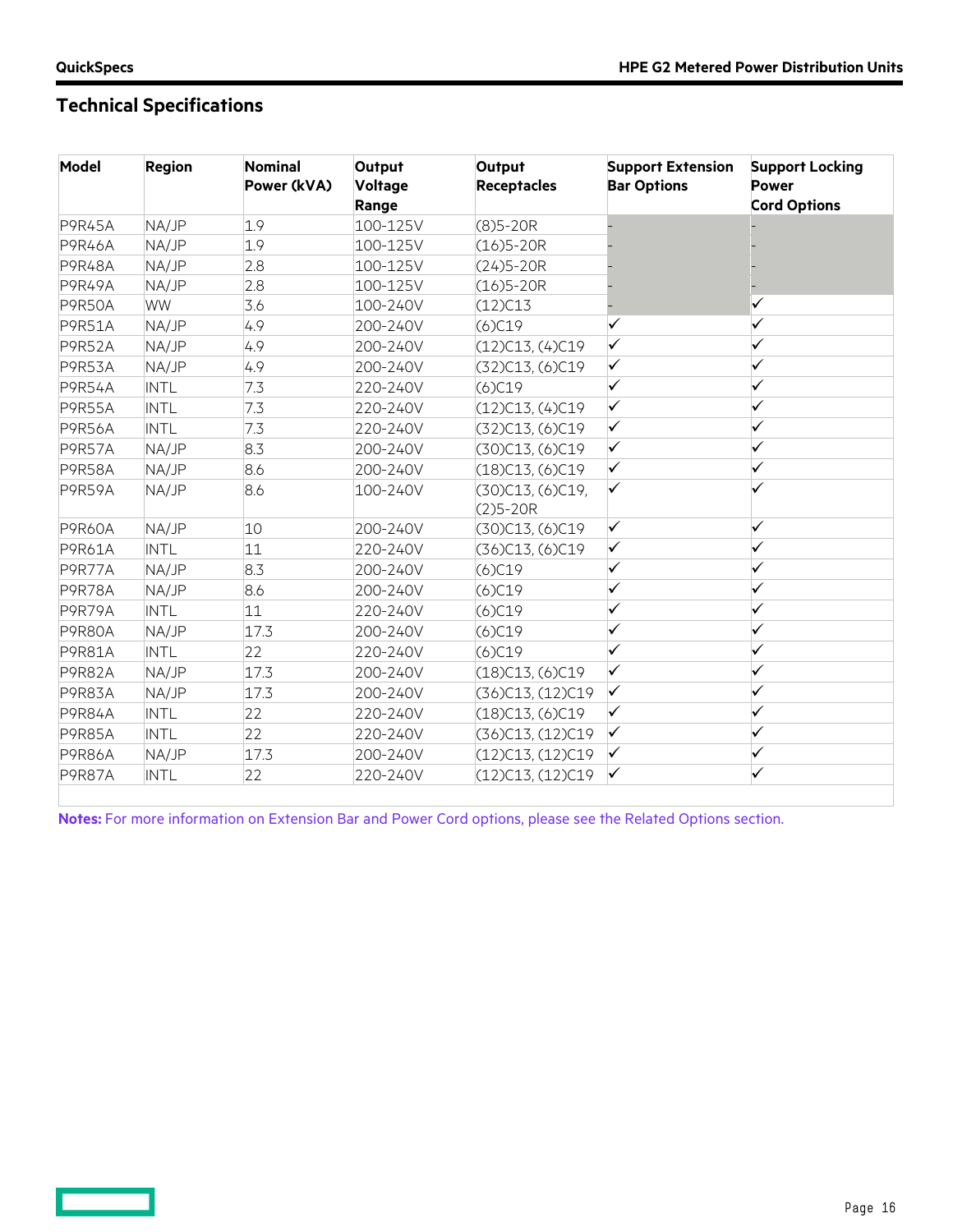## Technical Specifications

| Model | Region | Nominal Power (kVA) | Output Voltage Range | Output Receptacles | Support Extension Bar Options | Support Locking Power Cord Options |
|---|---|---|---|---|---|---|
| P9R45A | NA/JP | 1.9 | 100-125V | (8)5-20R | - | - |
| P9R46A | NA/JP | 1.9 | 100-125V | (16)5-20R | - | - |
| P9R48A | NA/JP | 2.8 | 100-125V | (24)5-20R | - | - |
| P9R49A | NA/JP | 2.8 | 100-125V | (16)5-20R | - | - |
| P9R50A | WW | 3.6 | 100-240V | (12)C13 | - | ✓ |
| P9R51A | NA/JP | 4.9 | 200-240V | (6)C19 | ✓ | ✓ |
| P9R52A | NA/JP | 4.9 | 200-240V | (12)C13, (4)C19 | ✓ | ✓ |
| P9R53A | NA/JP | 4.9 | 200-240V | (32)C13, (6)C19 | ✓ | ✓ |
| P9R54A | INTL | 7.3 | 220-240V | (6)C19 | ✓ | ✓ |
| P9R55A | INTL | 7.3 | 220-240V | (12)C13, (4)C19 | ✓ | ✓ |
| P9R56A | INTL | 7.3 | 220-240V | (32)C13, (6)C19 | ✓ | ✓ |
| P9R57A | NA/JP | 8.3 | 200-240V | (30)C13, (6)C19 | ✓ | ✓ |
| P9R58A | NA/JP | 8.6 | 200-240V | (18)C13, (6)C19 | ✓ | ✓ |
| P9R59A | NA/JP | 8.6 | 100-240V | (30)C13, (6)C19, (2)5-20R | ✓ | ✓ |
| P9R60A | NA/JP | 10 | 200-240V | (30)C13, (6)C19 | ✓ | ✓ |
| P9R61A | INTL | 11 | 220-240V | (36)C13, (6)C19 | ✓ | ✓ |
| P9R77A | NA/JP | 8.3 | 200-240V | (6)C19 | ✓ | ✓ |
| P9R78A | NA/JP | 8.6 | 200-240V | (6)C19 | ✓ | ✓ |
| P9R79A | INTL | 11 | 220-240V | (6)C19 | ✓ | ✓ |
| P9R80A | NA/JP | 17.3 | 200-240V | (6)C19 | ✓ | ✓ |
| P9R81A | INTL | 22 | 220-240V | (6)C19 | ✓ | ✓ |
| P9R82A | NA/JP | 17.3 | 200-240V | (18)C13, (6)C19 | ✓ | ✓ |
| P9R83A | NA/JP | 17.3 | 200-240V | (36)C13, (12)C19 | ✓ | ✓ |
| P9R84A | INTL | 22 | 220-240V | (18)C13, (6)C19 | ✓ | ✓ |
| P9R85A | INTL | 22 | 220-240V | (36)C13, (12)C19 | ✓ | ✓ |
| P9R86A | NA/JP | 17.3 | 200-240V | (12)C13, (12)C19 | ✓ | ✓ |
| P9R87A | INTL | 22 | 220-240V | (12)C13, (12)C19 | ✓ | ✓ |

**Notes:** For more information on Extension Bar and Power Cord options, please see the Related Options section.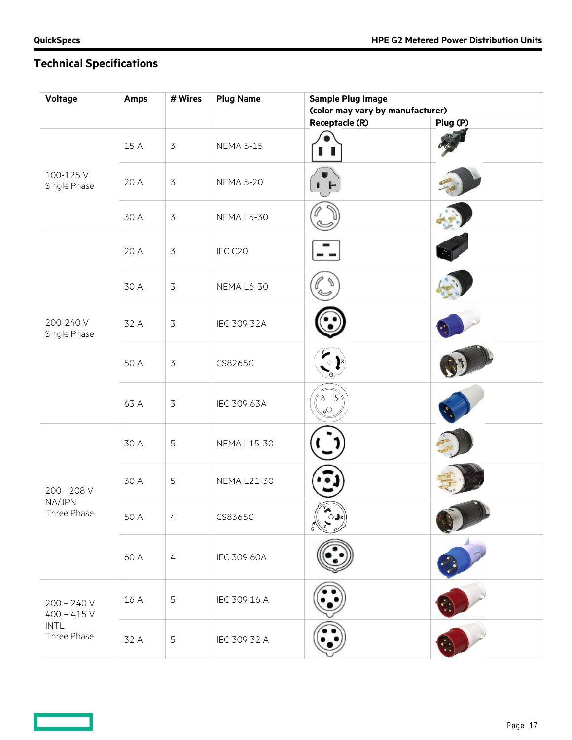## Technical Specifications

| Voltage | Amps | # Wires | Plug Name | Sample Plug Image (color may vary by manufacturer) | |
|---|---|---|---|---|---|
| | | | | Receptacle (R) | Plug (P) |
| 100-125 V Single Phase | 15 A | 3 | NEMA 5-15 | | |
| | 20 A | 3 | NEMA 5-20 | | |
| | 30 A | 3 | NEMA L5-30 | | |
| 200-240 V Single Phase | 20 A | 3 | IEC C20 | | |
| | 30 A | 3 | NEMA L6-30 | | |
| | 32 A | 3 | IEC 309 32A | | |
| | 50 A | 3 | CS8265C | | |
| | 63 A | 3 | IEC 309 63A | | |
| 200 - 208 V NA/JPN Three Phase | 30 A | 5 | NEMA L15-30 | | |
| | 30 A | 5 | NEMA L21-30 | | |
| | 50 A | 4 | CS8365C | | |
| | 60 A | 4 | IEC 309 60A | | |
| 200 – 240 V 400 – 415 V INTL Three Phase | 16 A | 5 | IEC 309 16 A | | |
| | 32 A | 5 | IEC 309 32 A | | |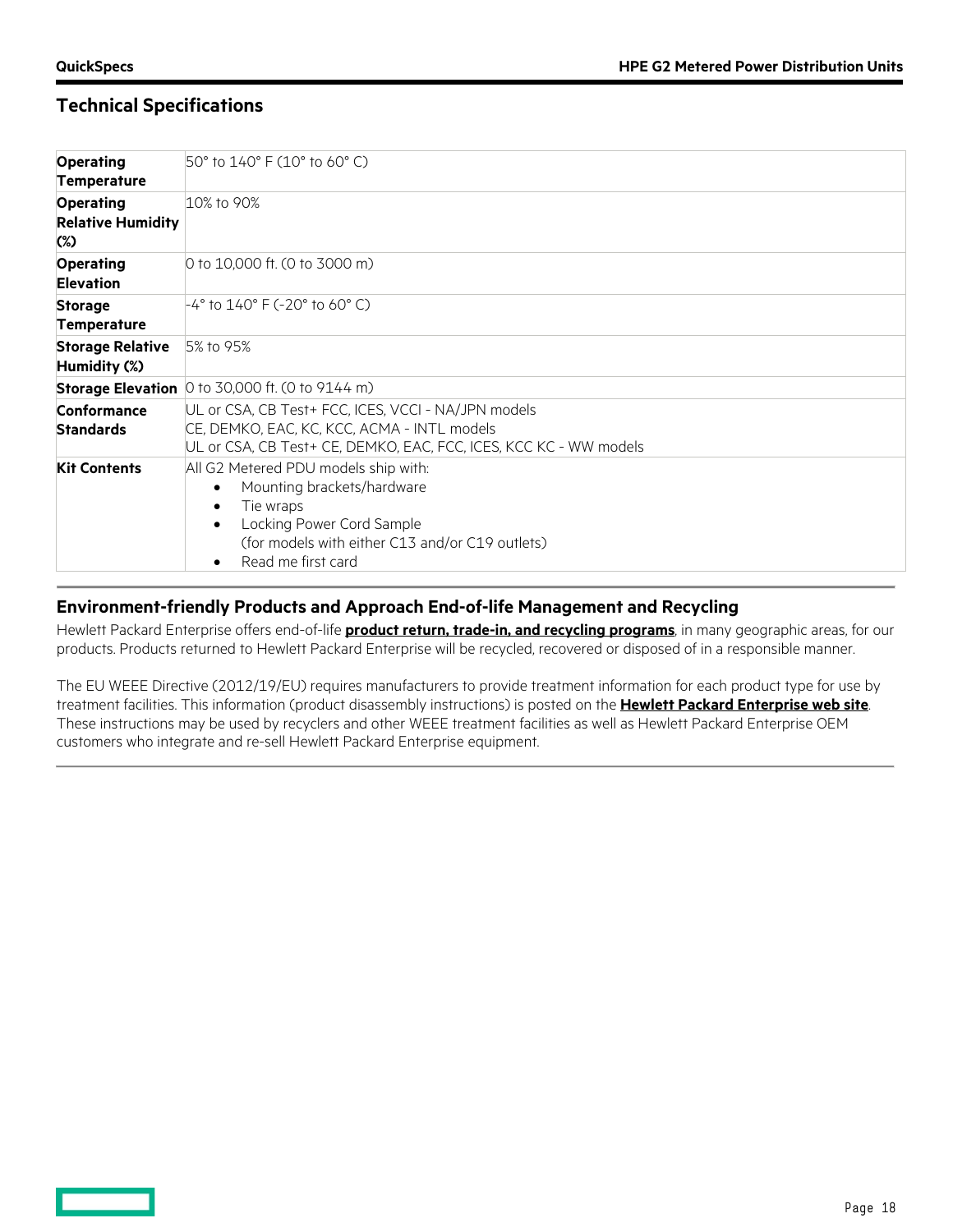## Technical Specifications

| | |
|---|---|
| **Operating Temperature** | 50° to 140° F (10° to 60° C) |
| **Operating Relative Humidity (%)** | 10% to 90% |
| **Operating Elevation** | 0 to 10,000 ft. (0 to 3000 m) |
| **Storage Temperature** | -4° to 140° F (-20° to 60° C) |
| **Storage Relative Humidity (%)** | 5% to 95% |
| **Storage Elevation** | 0 to 30,000 ft. (0 to 9144 m) |
| **Conformance Standards** | UL or CSA, CB Test+ FCC, ICES, VCCI - NA/JPN models<br>CE, DEMKO, EAC, KC, KCC, ACMA - INTL models<br>UL or CSA, CB Test+ CE, DEMKO, EAC, FCC, ICES, KCC KC - WW models |
| **Kit Contents** | All G2 Metered PDU models ship with:<br>• Mounting brackets/hardware<br>• Tie wraps<br>• Locking Power Cord Sample (for models with either C13 and/or C19 outlets)<br>• Read me first card |

## Environment-friendly Products and Approach End-of-life Management and Recycling

Hewlett Packard Enterprise offers end-of-life **product return, trade-in, and recycling programs**, in many geographic areas, for our products. Products returned to Hewlett Packard Enterprise will be recycled, recovered or disposed of in a responsible manner.

The EU WEEE Directive (2012/19/EU) requires manufacturers to provide treatment information for each product type for use by treatment facilities. This information (product disassembly instructions) is posted on the **Hewlett Packard Enterprise web site**. These instructions may be used by recyclers and other WEEE treatment facilities as well as Hewlett Packard Enterprise OEM customers who integrate and re-sell Hewlett Packard Enterprise equipment.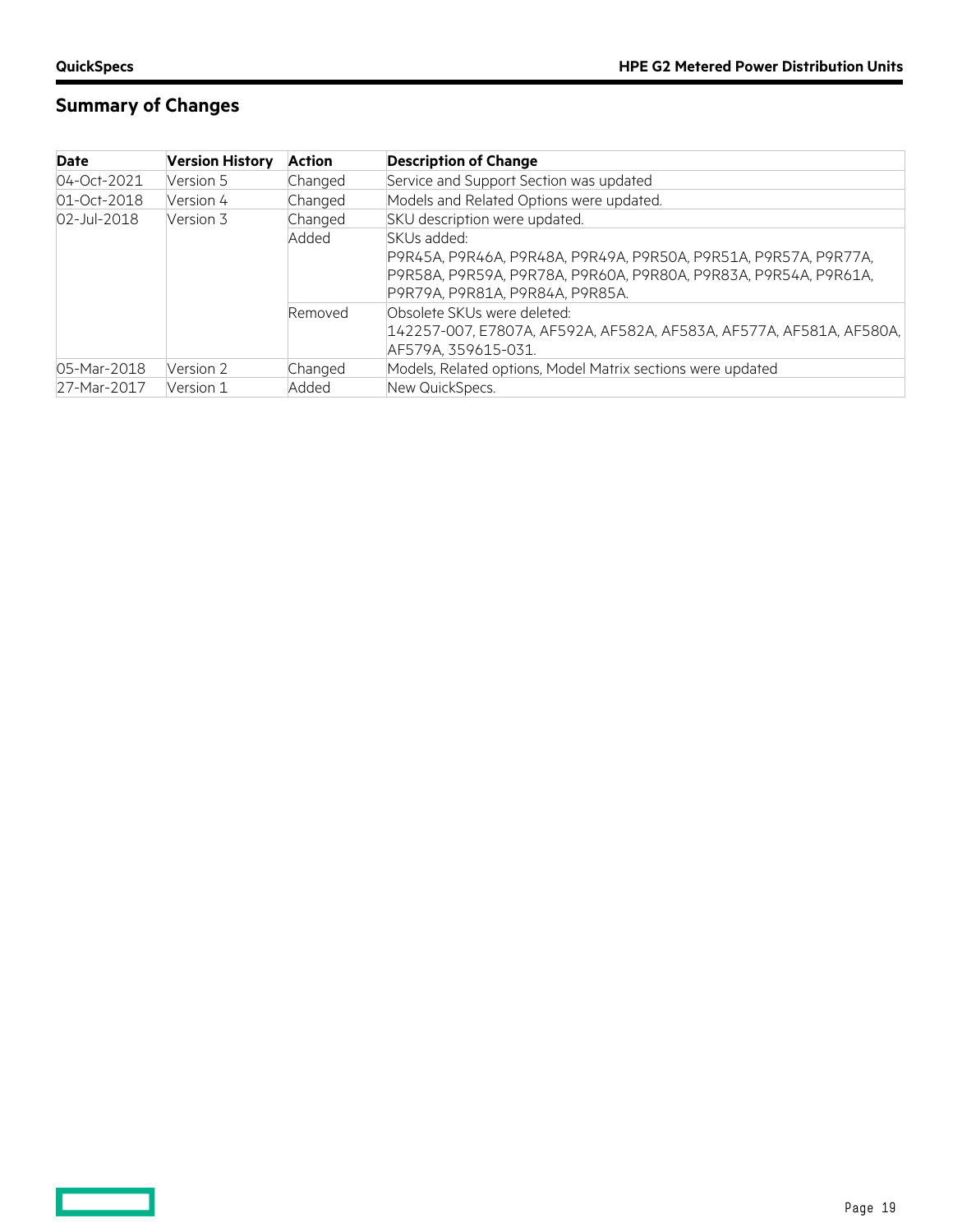## Summary of Changes

| Date | Version History | Action | Description of Change |
|---|---|---|---|
| 04-Oct-2021 | Version 5 | Changed | Service and Support Section was updated |
| 01-Oct-2018 | Version 4 | Changed | Models and Related Options were updated. |
| 02-Jul-2018 | Version 3 | Changed | SKU description were updated. |
| | | Added | SKUs added: P9R45A, P9R46A, P9R48A, P9R49A, P9R50A, P9R51A, P9R57A, P9R77A, P9R58A, P9R59A, P9R78A, P9R60A, P9R80A, P9R83A, P9R54A, P9R61A, P9R79A, P9R81A, P9R84A, P9R85A. |
| | | Removed | Obsolete SKUs were deleted: 142257-007, E7807A, AF592A, AF582A, AF583A, AF577A, AF581A, AF580A, AF579A, 359615-031. |
| 05-Mar-2018 | Version 2 | Changed | Models, Related options, Model Matrix sections were updated |
| 27-Mar-2017 | Version 1 | Added | New QuickSpecs. |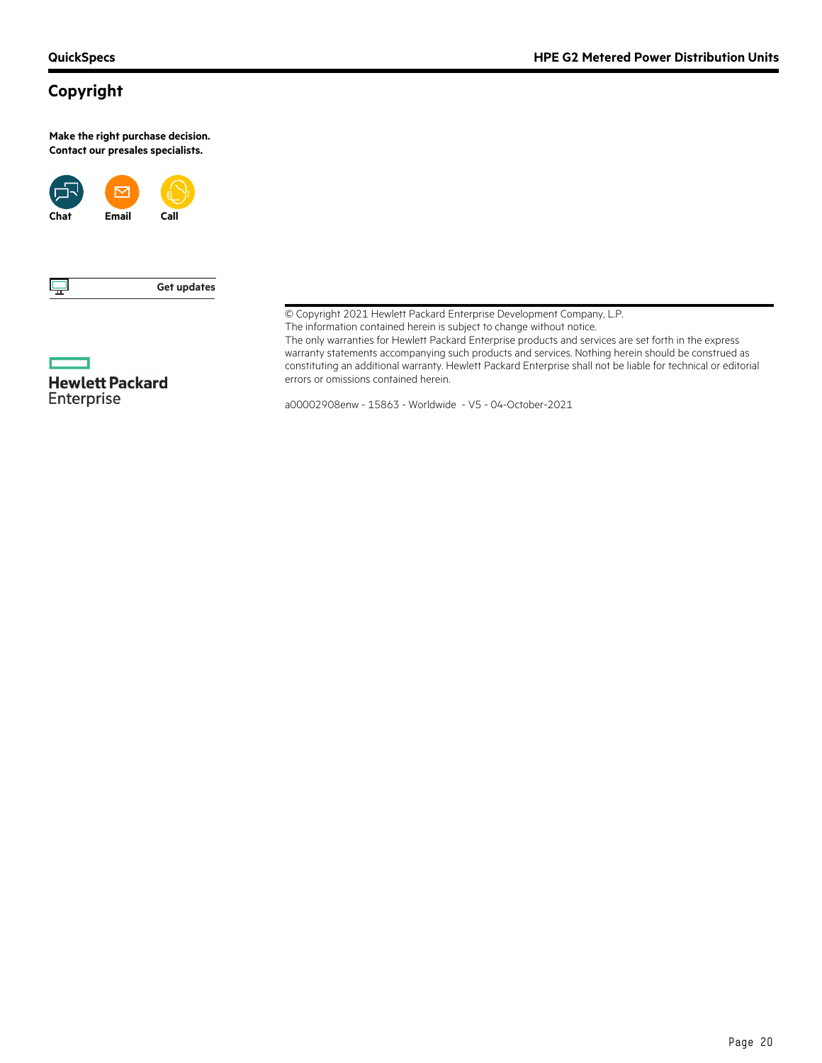## Copyright

**Make the right purchase decision.**
**Contact our presales specialists.**

Chat

Email

Call

Get updates

Hewlett Packard
Enterprise

© Copyright 2021 Hewlett Packard Enterprise Development Company, L.P.
The information contained herein is subject to change without notice.
The only warranties for Hewlett Packard Enterprise products and services are set forth in the express warranty statements accompanying such products and services. Nothing herein should be construed as constituting an additional warranty. Hewlett Packard Enterprise shall not be liable for technical or editorial errors or omissions contained herein.

a00002908enw - 15863 - Worldwide - V5 - 04-October-2021